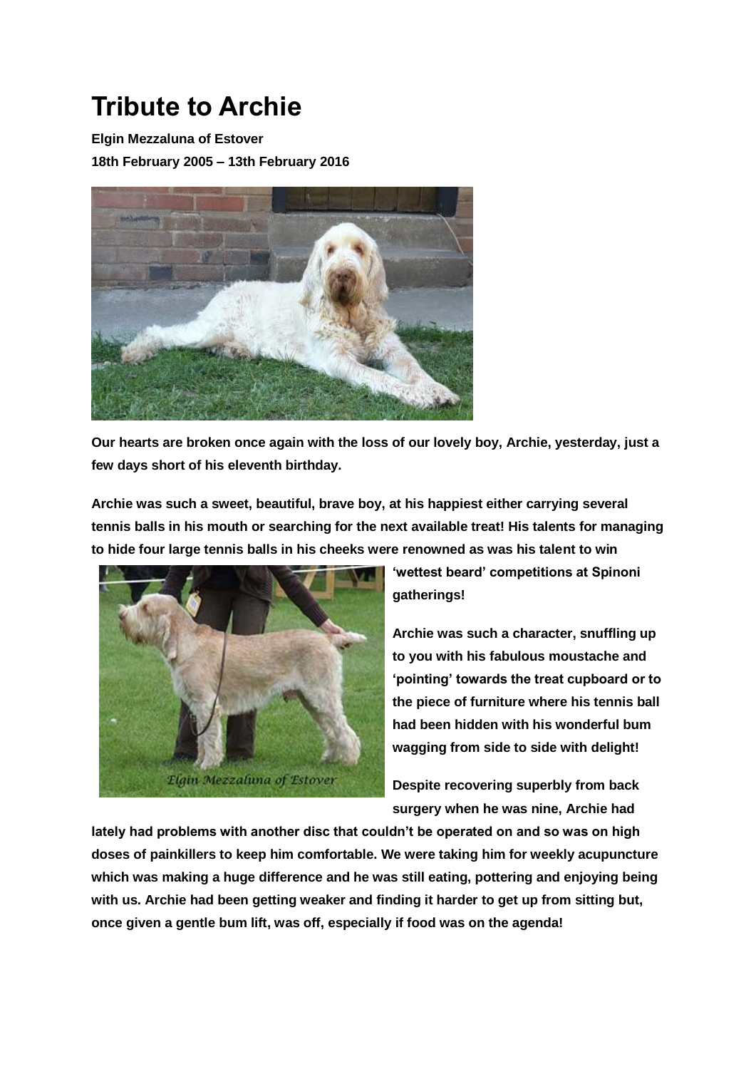# Tribute to Archie

**Elgin Mezzaluna of Estover**

**18th February 2005 – 13th February 2016**

**Our hearts are broken once again with the loss of our lovely boy, Archie, yesterday, just a few days short of his eleventh birthday.**

**Archie was such a sweet, beautiful, brave boy, at his happiest either carrying several tennis balls in his mouth or searching for the next available treat! His talents for managing to hide four large tennis balls in his cheeks were renowned as was his talent to win 'wettest beard' competitions at Spinoni gatherings!**

**Archie was such a character, snuffling up to you with his fabulous moustache and 'pointing' towards the treat cupboard or to the piece of furniture where his tennis ball had been hidden with his wonderful bum wagging from side to side with delight!**

**Despite recovering superbly from back surgery when he was nine, Archie had lately had problems with another disc that couldn't be operated on and so was on high doses of painkillers to keep him comfortable. We were taking him for weekly acupuncture which was making a huge difference and he was still eating, pottering and enjoying being with us. Archie had been getting weaker and finding it harder to get up from sitting but, once given a gentle bum lift, was off, especially if food was on the agenda!**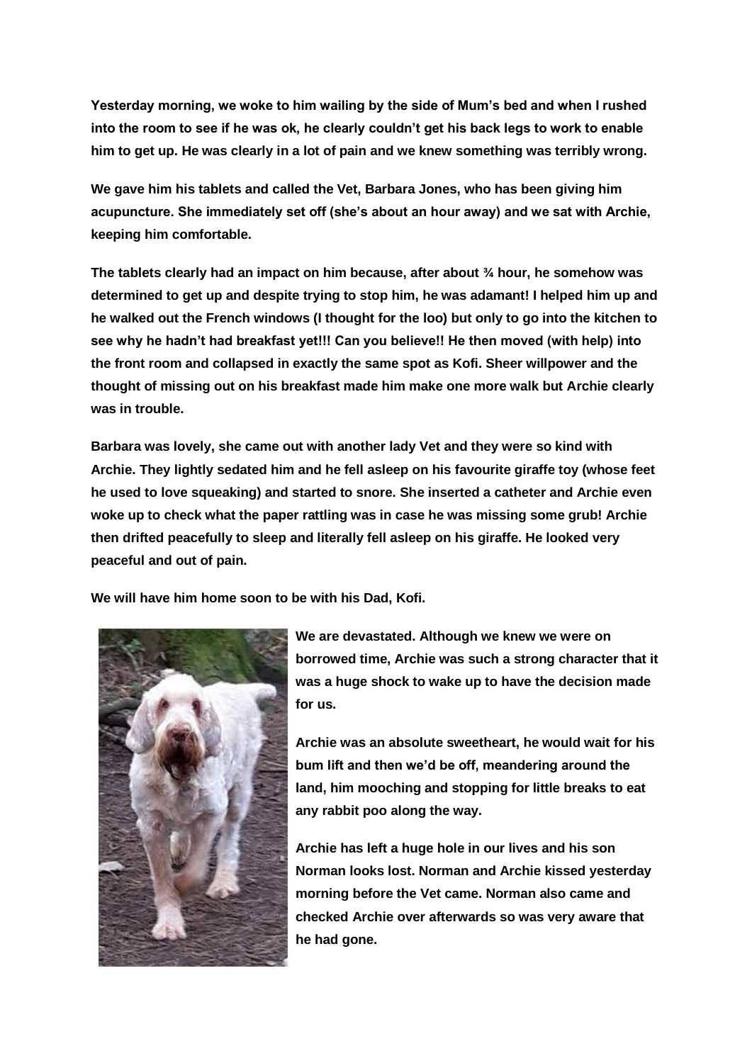**Yesterday morning, we woke to him wailing by the side of Mum's bed and when I rushed into the room to see if he was ok, he clearly couldn't get his back legs to work to enable him to get up. He was clearly in a lot of pain and we knew something was terribly wrong.**

**We gave him his tablets and called the Vet, Barbara Jones, who has been giving him acupuncture. She immediately set off (she's about an hour away) and we sat with Archie, keeping him comfortable.**

**The tablets clearly had an impact on him because, after about ¾ hour, he somehow was determined to get up and despite trying to stop him, he was adamant! I helped him up and he walked out the French windows (I thought for the loo) but only to go into the kitchen to see why he hadn't had breakfast yet!!! Can you believe!! He then moved (with help) into the front room and collapsed in exactly the same spot as Kofi. Sheer willpower and the thought of missing out on his breakfast made him make one more walk but Archie clearly was in trouble.**

**Barbara was lovely, she came out with another lady Vet and they were so kind with Archie. They lightly sedated him and he fell asleep on his favourite giraffe toy (whose feet he used to love squeaking) and started to snore. She inserted a catheter and Archie even woke up to check what the paper rattling was in case he was missing some grub! Archie then drifted peacefully to sleep and literally fell asleep on his giraffe. He looked very peaceful and out of pain.**

**We will have him home soon to be with his Dad, Kofi.**

**We are devastated. Although we knew we were on borrowed time, Archie was such a strong character that it was a huge shock to wake up to have the decision made for us.**

**Archie was an absolute sweetheart, he would wait for his bum lift and then we'd be off, meandering around the land, him mooching and stopping for little breaks to eat any rabbit poo along the way.**

**Archie has left a huge hole in our lives and his son Norman looks lost. Norman and Archie kissed yesterday morning before the Vet came. Norman also came and checked Archie over afterwards so was very aware that he had gone.**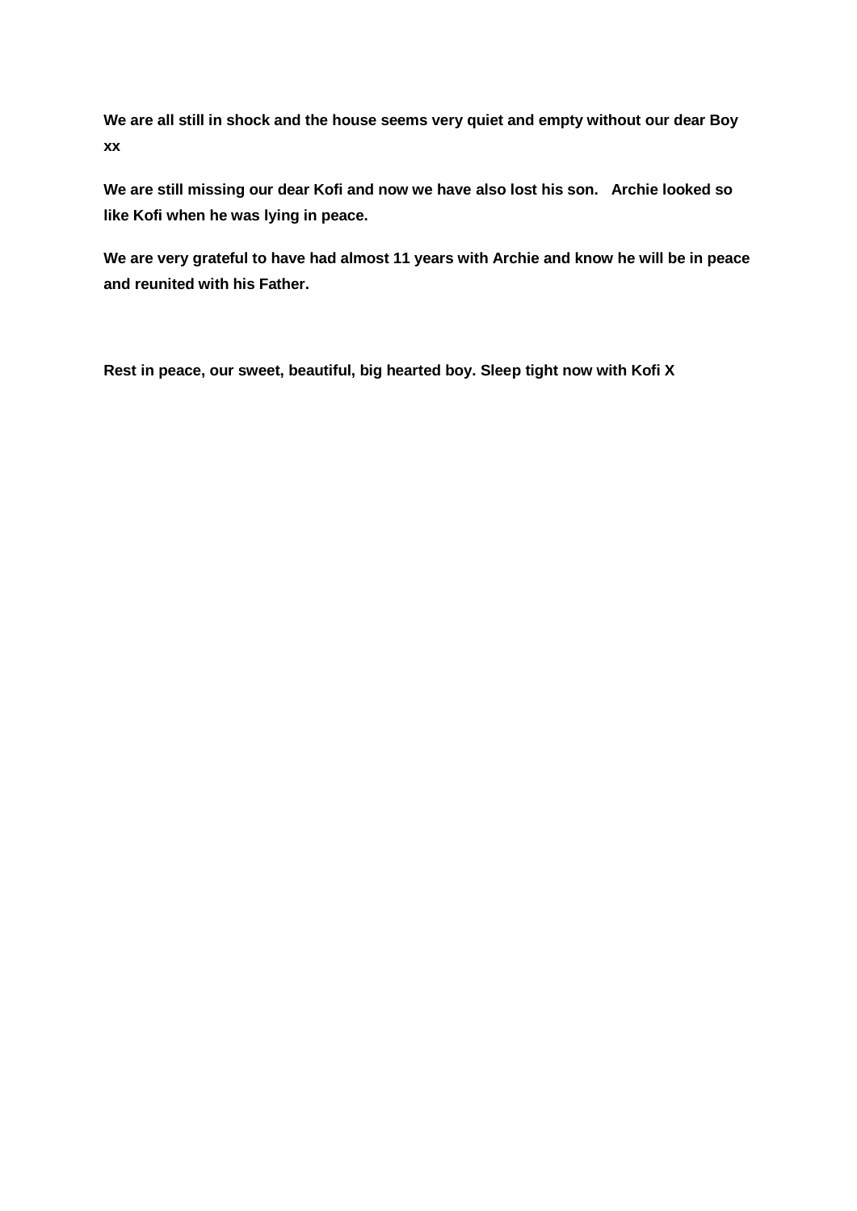**We are all still in shock and the house seems very quiet and empty without our dear Boy xx**

**We are still missing our dear Kofi and now we have also lost his son. Archie looked so like Kofi when he was lying in peace.**

**We are very grateful to have had almost 11 years with Archie and know he will be in peace and reunited with his Father.**

**Rest in peace, our sweet, beautiful, big hearted boy. Sleep tight now with Kofi X**